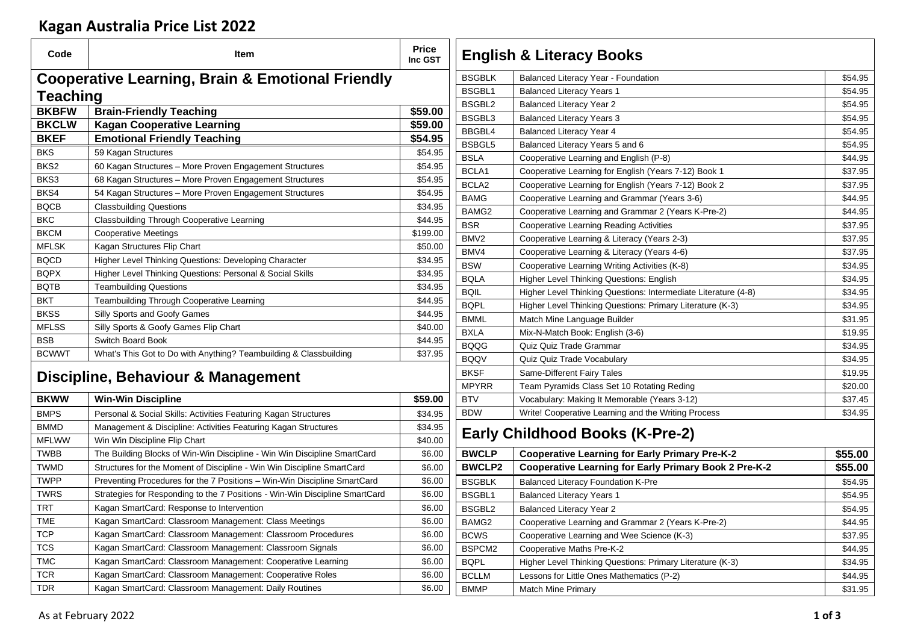# Kagan Australia Price List 2022

| Code | Item | Price Inc GST |
|---|---|---|
| **Cooperative Learning, Brain & Emotional Friendly Teaching** | | |
| **BKBFW** | **Brain-Friendly Teaching** | **$59.00** |
| **BKCLW** | **Kagan Cooperative Learning** | **$59.00** |
| **BKEF** | **Emotional Friendly Teaching** | **$54.95** |
| BKS | 59 Kagan Structures | $54.95 |
| BKS2 | 60 Kagan Structures – More Proven Engagement Structures | $54.95 |
| BKS3 | 68 Kagan Structures – More Proven Engagement Structures | $54.95 |
| BKS4 | 54 Kagan Structures – More Proven Engagement Structures | $54.95 |
| BQCB | Classbuilding Questions | $34.95 |
| BKC | Classbuilding Through Cooperative Learning | $44.95 |
| BKCM | Cooperative Meetings | $199.00 |
| MFLSK | Kagan Structures Flip Chart | $50.00 |
| BQCD | Higher Level Thinking Questions: Developing Character | $34.95 |
| BQPX | Higher Level Thinking Questions: Personal & Social Skills | $34.95 |
| BQTB | Teambuilding Questions | $34.95 |
| BKT | Teambuilding Through Cooperative Learning | $44.95 |
| BKSS | Silly Sports and Goofy Games | $44.95 |
| MFLSS | Silly Sports & Goofy Games Flip Chart | $40.00 |
| BSB | Switch Board Book | $44.95 |
| BCWWT | What's This Got to Do with Anything? Teambuilding & Classbuilding | $37.95 |
| **Discipline, Behaviour & Management** | | |
| **BKWW** | **Win-Win Discipline** | **$59.00** |
| BMPS | Personal & Social Skills: Activities Featuring Kagan Structures | $34.95 |
| BMMD | Management & Discipline: Activities Featuring Kagan Structures | $34.95 |
| MFLWW | Win Win Discipline Flip Chart | $40.00 |
| TWBB | The Building Blocks of Win-Win Discipline - Win Win Discipline SmartCard | $6.00 |
| TWMD | Structures for the Moment of Discipline - Win Win Discipline SmartCard | $6.00 |
| TWPP | Preventing Procedures for the 7 Positions – Win-Win Discipline SmartCard | $6.00 |
| TWRS | Strategies for Responding to the 7 Positions - Win-Win Discipline SmartCard | $6.00 |
| TRT | Kagan SmartCard: Response to Intervention | $6.00 |
| TME | Kagan SmartCard: Classroom Management: Class Meetings | $6.00 |
| TCP | Kagan SmartCard: Classroom Management: Classroom Procedures | $6.00 |
| TCS | Kagan SmartCard: Classroom Management: Classroom Signals | $6.00 |
| TMC | Kagan SmartCard: Classroom Management: Cooperative Learning | $6.00 |
| TCR | Kagan SmartCard: Classroom Management: Cooperative Roles | $6.00 |
| TDR | Kagan SmartCard: Classroom Management: Daily Routines | $6.00 |

## English & Literacy Books

| Code | Item | Price Inc GST |
|---|---|---|
| BSGBLK | Balanced Literacy Year - Foundation | $54.95 |
| BSGBL1 | Balanced Literacy Years 1 | $54.95 |
| BSGBL2 | Balanced Literacy Year 2 | $54.95 |
| BSGBL3 | Balanced Literacy Years 3 | $54.95 |
| BBGBL4 | Balanced Literacy Year 4 | $54.95 |
| BSBGL5 | Balanced Literacy Years 5 and 6 | $54.95 |
| BSLA | Cooperative Learning and English (P-8) | $44.95 |
| BCLA1 | Cooperative Learning for English (Years 7-12) Book 1 | $37.95 |
| BCLA2 | Cooperative Learning for English (Years 7-12) Book 2 | $37.95 |
| BAMG | Cooperative Learning and Grammar (Years 3-6) | $44.95 |
| BAMG2 | Cooperative Learning and Grammar 2 (Years K-Pre-2) | $44.95 |
| BSR | Cooperative Learning Reading Activities | $37.95 |
| BMV2 | Cooperative Learning & Literacy (Years 2-3) | $37.95 |
| BMV4 | Cooperative Learning & Literacy (Years 4-6) | $37.95 |
| BSW | Cooperative Learning Writing Activities (K-8) | $34.95 |
| BQLA | Higher Level Thinking Questions: English | $34.95 |
| BQIL | Higher Level Thinking Questions: Intermediate Literature (4-8) | $34.95 |
| BQPL | Higher Level Thinking Questions: Primary Literature (K-3) | $34.95 |
| BMML | Match Mine Language Builder | $31.95 |
| BXLA | Mix-N-Match Book: English (3-6) | $19.95 |
| BQQG | Quiz Quiz Trade Grammar | $34.95 |
| BQQV | Quiz Quiz Trade Vocabulary | $34.95 |
| BKSF | Same-Different Fairy Tales | $19.95 |
| MPYRR | Team Pyramids Class Set 10 Rotating Reding | $20.00 |
| BTV | Vocabulary: Making It Memorable (Years 3-12) | $37.45 |
| BDW | Write! Cooperative Learning and the Writing Process | $34.95 |

## Early Childhood Books (K-Pre-2)

| Code | Item | Price Inc GST |
|---|---|---|
| **BWCLP** | **Cooperative Learning for Early Primary Pre-K-2** | **$55.00** |
| **BWCLP2** | **Cooperative Learning for Early Primary Book 2 Pre-K-2** | **$55.00** |
| BSGBLK | Balanced Literacy Foundation K-Pre | $54.95 |
| BSGBL1 | Balanced Literacy Years 1 | $54.95 |
| BSGBL2 | Balanced Literacy Year 2 | $54.95 |
| BAMG2 | Cooperative Learning and Grammar 2 (Years K-Pre-2) | $44.95 |
| BCWS | Cooperative Learning and Wee Science (K-3) | $37.95 |
| BSPCM2 | Cooperative Maths Pre-K-2 | $44.95 |
| BQPL | Higher Level Thinking Questions: Primary Literature (K-3) | $34.95 |
| BCLLM | Lessons for Little Ones Mathematics (P-2) | $44.95 |
| BMMP | Match Mine Primary | $31.95 |

As at February 2022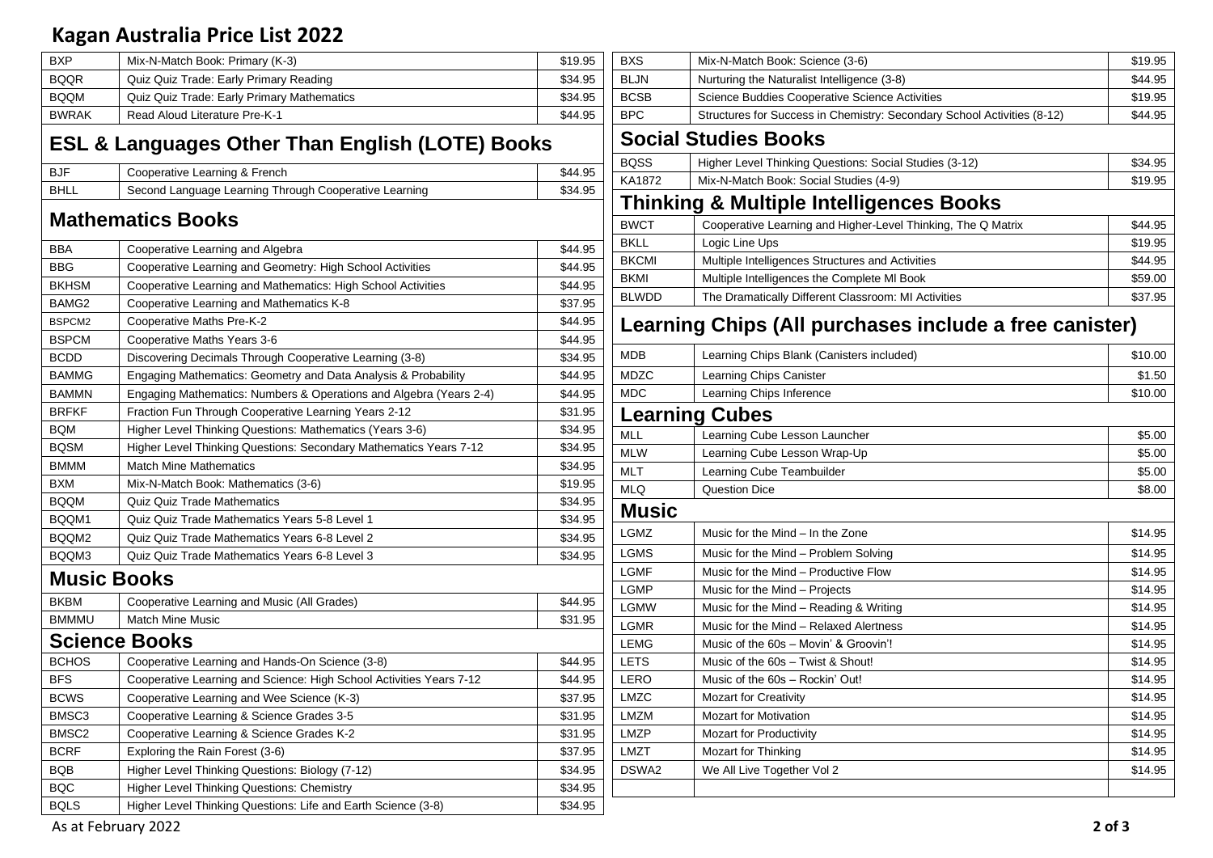# Kagan Australia Price List 2022

| Code | Title | Price |
| --- | --- | --- |
| BXP | Mix-N-Match Book: Primary (K-3) | $19.95 |
| BQQR | Quiz Quiz Trade: Early Primary Reading | $34.95 |
| BQQM | Quiz Quiz Trade: Early Primary Mathematics | $34.95 |
| BWRAK | Read Aloud Literature Pre-K-1 | $44.95 |

## ESL & Languages Other Than English (LOTE) Books

| Code | Title | Price |
| --- | --- | --- |
| BJF | Cooperative Learning & French | $44.95 |
| BHLL | Second Language Learning Through Cooperative Learning | $34.95 |

## Mathematics Books

| Code | Title | Price |
| --- | --- | --- |
| BBA | Cooperative Learning and Algebra | $44.95 |
| BBG | Cooperative Learning and Geometry: High School Activities | $44.95 |
| BKHSM | Cooperative Learning and Mathematics: High School Activities | $44.95 |
| BAMG2 | Cooperative Learning and Mathematics K-8 | $37.95 |
| BSPCM2 | Cooperative Maths Pre-K-2 | $44.95 |
| BSPCM | Cooperative Maths Years 3-6 | $44.95 |
| BCDD | Discovering Decimals Through Cooperative Learning (3-8) | $34.95 |
| BAMMG | Engaging Mathematics: Geometry and Data Analysis & Probability | $44.95 |
| BAMMN | Engaging Mathematics: Numbers & Operations and Algebra (Years 2-4) | $44.95 |
| BRFKF | Fraction Fun Through Cooperative Learning Years 2-12 | $31.95 |
| BQM | Higher Level Thinking Questions: Mathematics (Years 3-6) | $34.95 |
| BQSM | Higher Level Thinking Questions: Secondary Mathematics Years 7-12 | $34.95 |
| BMMM | Match Mine Mathematics | $34.95 |
| BXM | Mix-N-Match Book: Mathematics (3-6) | $19.95 |
| BQQM | Quiz Quiz Trade Mathematics | $34.95 |
| BQQM1 | Quiz Quiz Trade Mathematics Years 5-8 Level 1 | $34.95 |
| BQQM2 | Quiz Quiz Trade Mathematics Years 6-8 Level 2 | $34.95 |
| BQQM3 | Quiz Quiz Trade Mathematics Years 6-8 Level 3 | $34.95 |

## Music Books

| Code | Title | Price |
| --- | --- | --- |
| BKBM | Cooperative Learning and Music (All Grades) | $44.95 |
| BMMMU | Match Mine Music | $31.95 |

## Science Books

| Code | Title | Price |
| --- | --- | --- |
| BCHOS | Cooperative Learning and Hands-On Science (3-8) | $44.95 |
| BFS | Cooperative Learning and Science: High School Activities Years 7-12 | $44.95 |
| BCWS | Cooperative Learning and Wee Science (K-3) | $37.95 |
| BMSC3 | Cooperative Learning & Science Grades 3-5 | $31.95 |
| BMSC2 | Cooperative Learning & Science Grades K-2 | $31.95 |
| BCRF | Exploring the Rain Forest (3-6) | $37.95 |
| BQB | Higher Level Thinking Questions: Biology (7-12) | $34.95 |
| BQC | Higher Level Thinking Questions: Chemistry | $34.95 |
| BQLS | Higher Level Thinking Questions: Life and Earth Science (3-8) | $34.95 |
| BXS | Mix-N-Match Book: Science (3-6) | $19.95 |
| BLJN | Nurturing the Naturalist Intelligence (3-8) | $44.95 |
| BCSB | Science Buddies Cooperative Science Activities | $19.95 |
| BPC | Structures for Success in Chemistry: Secondary School Activities (8-12) | $44.95 |

## Social Studies Books

| Code | Title | Price |
| --- | --- | --- |
| BQSS | Higher Level Thinking Questions: Social Studies (3-12) | $34.95 |
| KA1872 | Mix-N-Match Book: Social Studies (4-9) | $19.95 |

## Thinking & Multiple Intelligences Books

| Code | Title | Price |
| --- | --- | --- |
| BWCT | Cooperative Learning and Higher-Level Thinking, The Q Matrix | $44.95 |
| BKLL | Logic Line Ups | $19.95 |
| BKCMI | Multiple Intelligences Structures and Activities | $44.95 |
| BKMI | Multiple Intelligences the Complete MI Book | $59.00 |
| BLWDD | The Dramatically Different Classroom: MI Activities | $37.95 |

## Learning Chips (All purchases include a free canister)

| Code | Title | Price |
| --- | --- | --- |
| MDB | Learning Chips Blank (Canisters included) | $10.00 |
| MDZC | Learning Chips Canister | $1.50 |
| MDC | Learning Chips Inference | $10.00 |

## Learning Cubes

| Code | Title | Price |
| --- | --- | --- |
| MLL | Learning Cube Lesson Launcher | $5.00 |
| MLW | Learning Cube Lesson Wrap-Up | $5.00 |
| MLT | Learning Cube Teambuilder | $5.00 |
| MLQ | Question Dice | $8.00 |

## Music

| Code | Title | Price |
| --- | --- | --- |
| LGMZ | Music for the Mind – In the Zone | $14.95 |
| LGMS | Music for the Mind – Problem Solving | $14.95 |
| LGMF | Music for the Mind – Productive Flow | $14.95 |
| LGMP | Music for the Mind – Projects | $14.95 |
| LGMW | Music for the Mind – Reading & Writing | $14.95 |
| LGMR | Music for the Mind – Relaxed Alertness | $14.95 |
| LEMG | Music of the 60s – Movin' & Groovin'! | $14.95 |
| LETS | Music of the 60s – Twist & Shout! | $14.95 |
| LERO | Music of the 60s – Rockin' Out! | $14.95 |
| LMZC | Mozart for Creativity | $14.95 |
| LMZM | Mozart for Motivation | $14.95 |
| LMZP | Mozart for Productivity | $14.95 |
| LMZT | Mozart for Thinking | $14.95 |
| DSWA2 | We All Live Together Vol 2 | $14.95 |

As at February 2022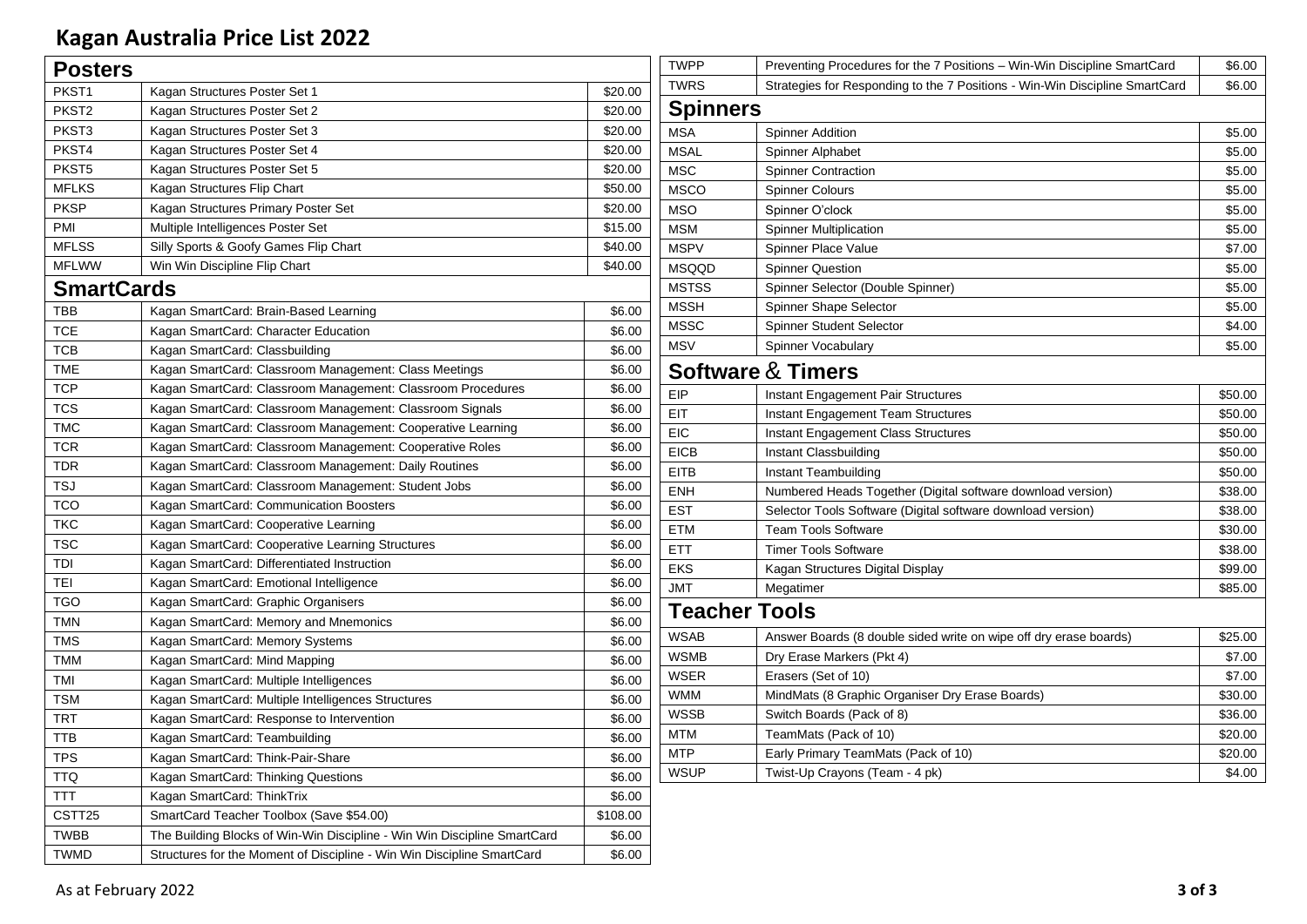# Kagan Australia Price List 2022

## Posters

| Code | Description | Price |
|---|---|---|
| PKST1 | Kagan Structures Poster Set 1 | $20.00 |
| PKST2 | Kagan Structures Poster Set 2 | $20.00 |
| PKST3 | Kagan Structures Poster Set 3 | $20.00 |
| PKST4 | Kagan Structures Poster Set 4 | $20.00 |
| PKST5 | Kagan Structures Poster Set 5 | $20.00 |
| MFLKS | Kagan Structures Flip Chart | $50.00 |
| PKSP | Kagan Structures Primary Poster Set | $20.00 |
| PMI | Multiple Intelligences Poster Set | $15.00 |
| MFLSS | Silly Sports & Goofy Games Flip Chart | $40.00 |
| MFLWW | Win Win Discipline Flip Chart | $40.00 |

## SmartCards

| Code | Description | Price |
|---|---|---|
| TBB | Kagan SmartCard: Brain-Based Learning | $6.00 |
| TCE | Kagan SmartCard: Character Education | $6.00 |
| TCB | Kagan SmartCard: Classbuilding | $6.00 |
| TME | Kagan SmartCard: Classroom Management: Class Meetings | $6.00 |
| TCP | Kagan SmartCard: Classroom Management: Classroom Procedures | $6.00 |
| TCS | Kagan SmartCard: Classroom Management: Classroom Signals | $6.00 |
| TMC | Kagan SmartCard: Classroom Management: Cooperative Learning | $6.00 |
| TCR | Kagan SmartCard: Classroom Management: Cooperative Roles | $6.00 |
| TDR | Kagan SmartCard: Classroom Management: Daily Routines | $6.00 |
| TSJ | Kagan SmartCard: Classroom Management: Student Jobs | $6.00 |
| TCO | Kagan SmartCard: Communication Boosters | $6.00 |
| TKC | Kagan SmartCard: Cooperative Learning | $6.00 |
| TSC | Kagan SmartCard: Cooperative Learning Structures | $6.00 |
| TDI | Kagan SmartCard: Differentiated Instruction | $6.00 |
| TEI | Kagan SmartCard: Emotional Intelligence | $6.00 |
| TGO | Kagan SmartCard: Graphic Organisers | $6.00 |
| TMN | Kagan SmartCard: Memory and Mnemonics | $6.00 |
| TMS | Kagan SmartCard: Memory Systems | $6.00 |
| TMM | Kagan SmartCard: Mind Mapping | $6.00 |
| TMI | Kagan SmartCard: Multiple Intelligences | $6.00 |
| TSM | Kagan SmartCard: Multiple Intelligences Structures | $6.00 |
| TRT | Kagan SmartCard: Response to Intervention | $6.00 |
| TTB | Kagan SmartCard: Teambuilding | $6.00 |
| TPS | Kagan SmartCard: Think-Pair-Share | $6.00 |
| TTQ | Kagan SmartCard: Thinking Questions | $6.00 |
| TTT | Kagan SmartCard: ThinkTrix | $6.00 |
| CSTT25 | SmartCard Teacher Toolbox (Save $54.00) | $108.00 |
| TWBB | The Building Blocks of Win-Win Discipline - Win Win Discipline SmartCard | $6.00 |
| TWMD | Structures for the Moment of Discipline - Win Win Discipline SmartCard | $6.00 |
| TWPP | Preventing Procedures for the 7 Positions – Win-Win Discipline SmartCard | $6.00 |
| TWRS | Strategies for Responding to the 7 Positions - Win-Win Discipline SmartCard | $6.00 |

## Spinners

| Code | Description | Price |
|---|---|---|
| MSA | Spinner Addition | $5.00 |
| MSAL | Spinner Alphabet | $5.00 |
| MSC | Spinner Contraction | $5.00 |
| MSCO | Spinner Colours | $5.00 |
| MSO | Spinner O'clock | $5.00 |
| MSM | Spinner Multiplication | $5.00 |
| MSPV | Spinner Place Value | $7.00 |
| MSQQD | Spinner Question | $5.00 |
| MSTSS | Spinner Selector (Double Spinner) | $5.00 |
| MSSH | Spinner Shape Selector | $5.00 |
| MSSC | Spinner Student Selector | $4.00 |
| MSV | Spinner Vocabulary | $5.00 |

## Software & Timers

| Code | Description | Price |
|---|---|---|
| EIP | Instant Engagement Pair Structures | $50.00 |
| EIT | Instant Engagement Team Structures | $50.00 |
| EIC | Instant Engagement Class Structures | $50.00 |
| EICB | Instant Classbuilding | $50.00 |
| EITB | Instant Teambuilding | $50.00 |
| ENH | Numbered Heads Together (Digital software download version) | $38.00 |
| EST | Selector Tools Software (Digital software download version) | $38.00 |
| ETM | Team Tools Software | $30.00 |
| ETT | Timer Tools Software | $38.00 |
| EKS | Kagan Structures Digital Display | $99.00 |
| JMT | Megatimer | $85.00 |

## Teacher Tools

| Code | Description | Price |
|---|---|---|
| WSAB | Answer Boards (8 double sided write on wipe off dry erase boards) | $25.00 |
| WSMB | Dry Erase Markers (Pkt 4) | $7.00 |
| WSER | Erasers (Set of 10) | $7.00 |
| WMM | MindMats (8 Graphic Organiser Dry Erase Boards) | $30.00 |
| WSSB | Switch Boards (Pack of 8) | $36.00 |
| MTM | TeamMats (Pack of 10) | $20.00 |
| MTP | Early Primary TeamMats (Pack of 10) | $20.00 |
| WSUP | Twist-Up Crayons (Team - 4 pk) | $4.00 |

As at February 2022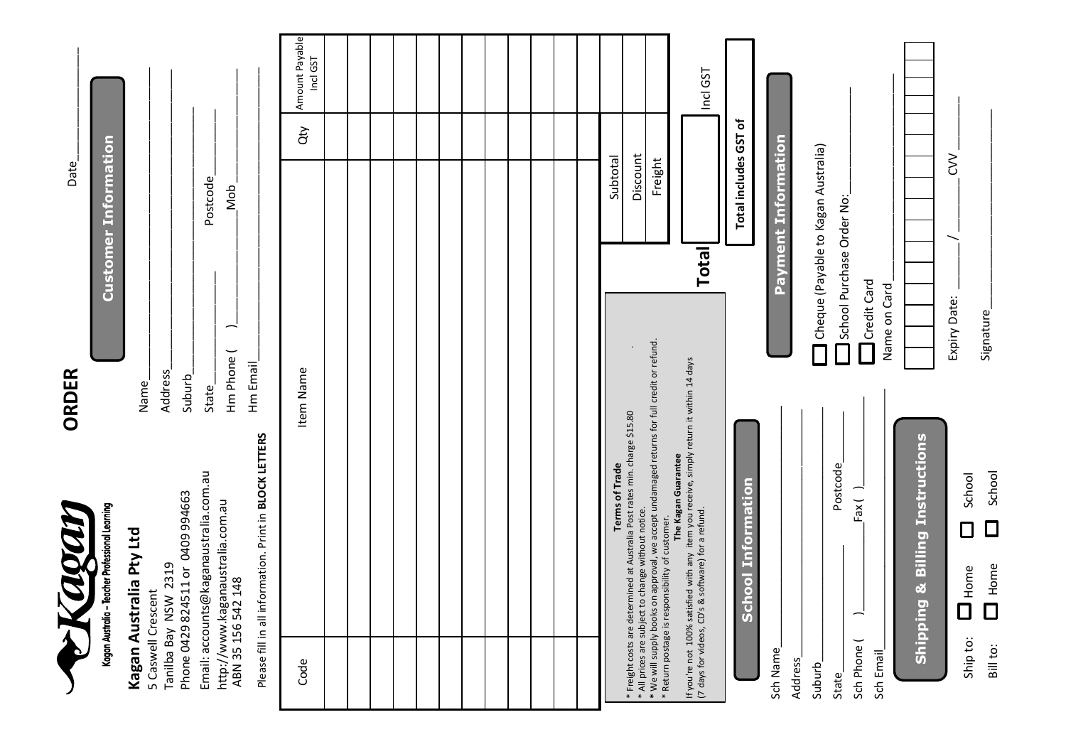Kagan Australia – Teacher Professional Learning

**Kagan Australia Pty Ltd**
5 Caswell Crescent
Tanilba Bay NSW 2319
Phone 0429 824511 or 0409 994663
Email: accounts@kaganaustralia.com.au
http:/www.kaganaustralia.com.au
ABN 35 156 542 148

# ORDER

Date\_\_\_\_\_\_\_\_\_\_

## Customer Information

Name\_\_\_\_\_\_\_\_\_\_
Address\_\_\_\_\_\_\_\_\_\_
Suburb\_\_\_\_\_\_\_\_\_\_
State\_\_\_\_\_\_\_\_\_\_ Postcode\_\_\_\_\_\_\_\_\_\_
Hm Phone ( )\_\_\_\_\_\_\_\_\_\_ Mob\_\_\_\_\_\_\_\_\_\_
Hm Email\_\_\_\_\_\_\_\_\_\_

Please fill in all information. Print in **BLOCK LETTERS**

| Code | Item Name | Qty | Amount Payable Incl GST |
|---|---|---|---|
| | | | |
| | | | |
| | | | |
| | | | |
| | | | |
| | | | |
| | | | |
| | | | |
| | | | |
| | | | |
| | | | |
| | | | |
| | Subtotal | | |
| | Discount | | |
| | Freight | | |

**Total** \_\_\_\_\_\_\_\_\_\_ Incl GST

**Total includes GST of** \_\_\_\_\_\_\_\_\_\_

**Terms of Trade**

* Freight costs are determined at Australia Post rates min. charge $15.80
* All prices are subject to change without notice.
* We will supply books on approval, we accept undamaged returns for full credit or refund.
* Return postage is responsibility of customer.

**The Kagan Guarantee**

If you're not 100% satisfied with any item you receive, simply return it within 14 days (7 days for videos, CD's & software) for a refund.

## Payment Information

☐ Cheque (Payable to Kagan Australia)
☐ School Purchase Order No:\_\_\_\_\_\_\_\_\_\_
☐ Credit Card
Name on Card\_\_\_\_\_\_\_\_\_\_

Expiry Date: \_\_\_\_\_\_ / \_\_\_\_\_\_ CVV\_\_\_\_\_\_

Signature\_\_\_\_\_\_\_\_\_\_

## School Information

Sch Name\_\_\_\_\_\_\_\_\_\_
Address\_\_\_\_\_\_\_\_\_\_
Suburb\_\_\_\_\_\_\_\_\_\_
State\_\_\_\_\_\_\_\_\_\_ Postcode\_\_\_\_\_\_\_\_\_\_
Sch Phone ( )\_\_\_\_\_\_\_\_\_\_ Fax ( )\_\_\_\_\_\_\_\_\_\_
Sch Email\_\_\_\_\_\_\_\_\_\_

## Shipping & Billing Instructions

Ship to: ☐ Home ☐ School
Bill to: ☐ Home ☐ School